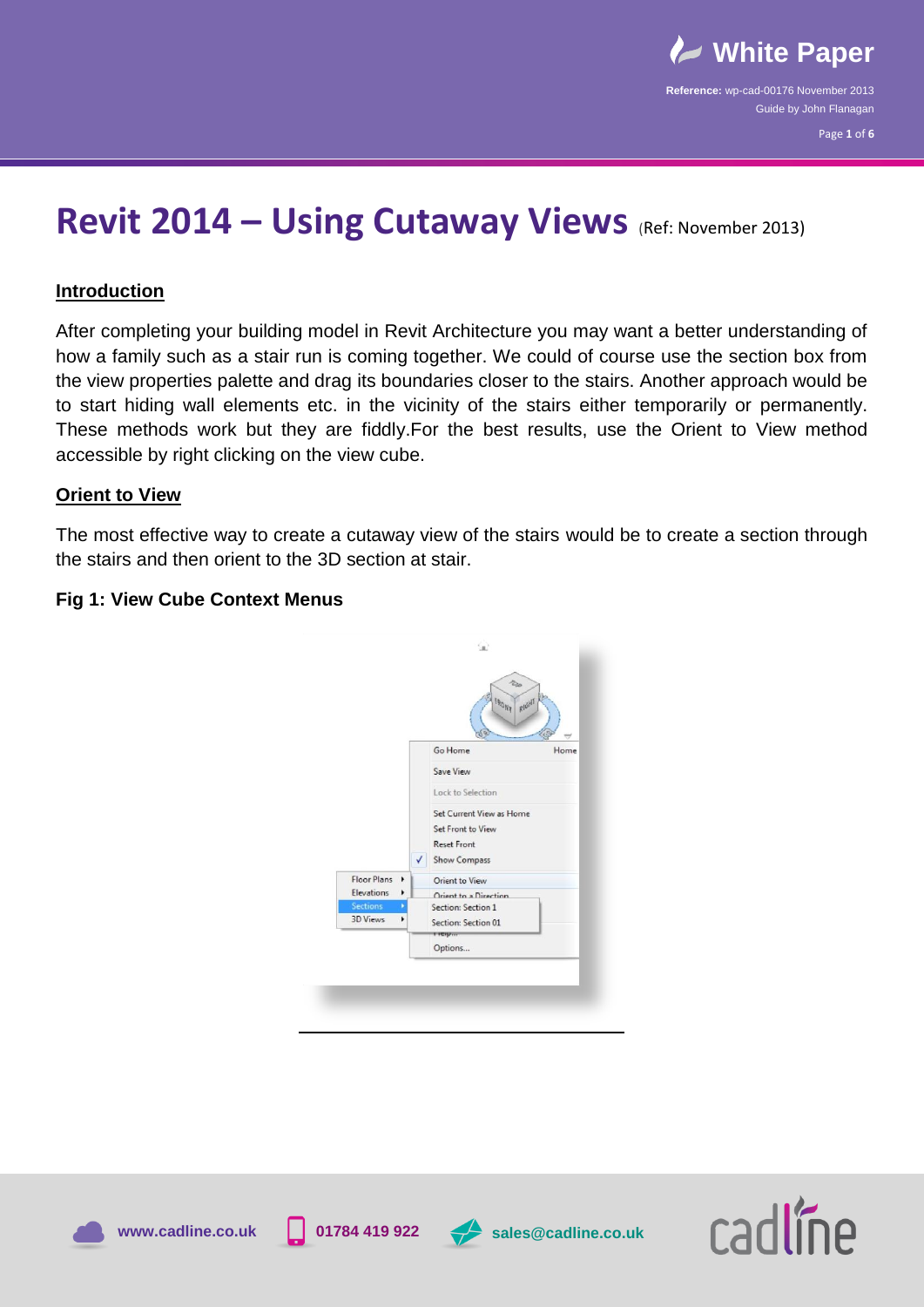# Revit 2014 – Using Cutaway Views (Ref: November 2013)

## Introduction

After completing your building model in Revit Architecture you may want a better understanding of how a family such as a stair run is coming together. We could of course use the section box from the view properties palette and drag its boundaries closer to the stairs. Another approach would be to start hiding wall elements etc. in the vicinity of the stairs either temporarily or permanently. These methods work but they are fiddly.For the best results, use the Orient to View method accessible by right clicking on the view cube.

## Orient to View

The most effective way to create a cutaway view of the stairs would be to create a section through the stairs and then orient to the 3D section at stair.

**Fig 1: View Cube Context Menus**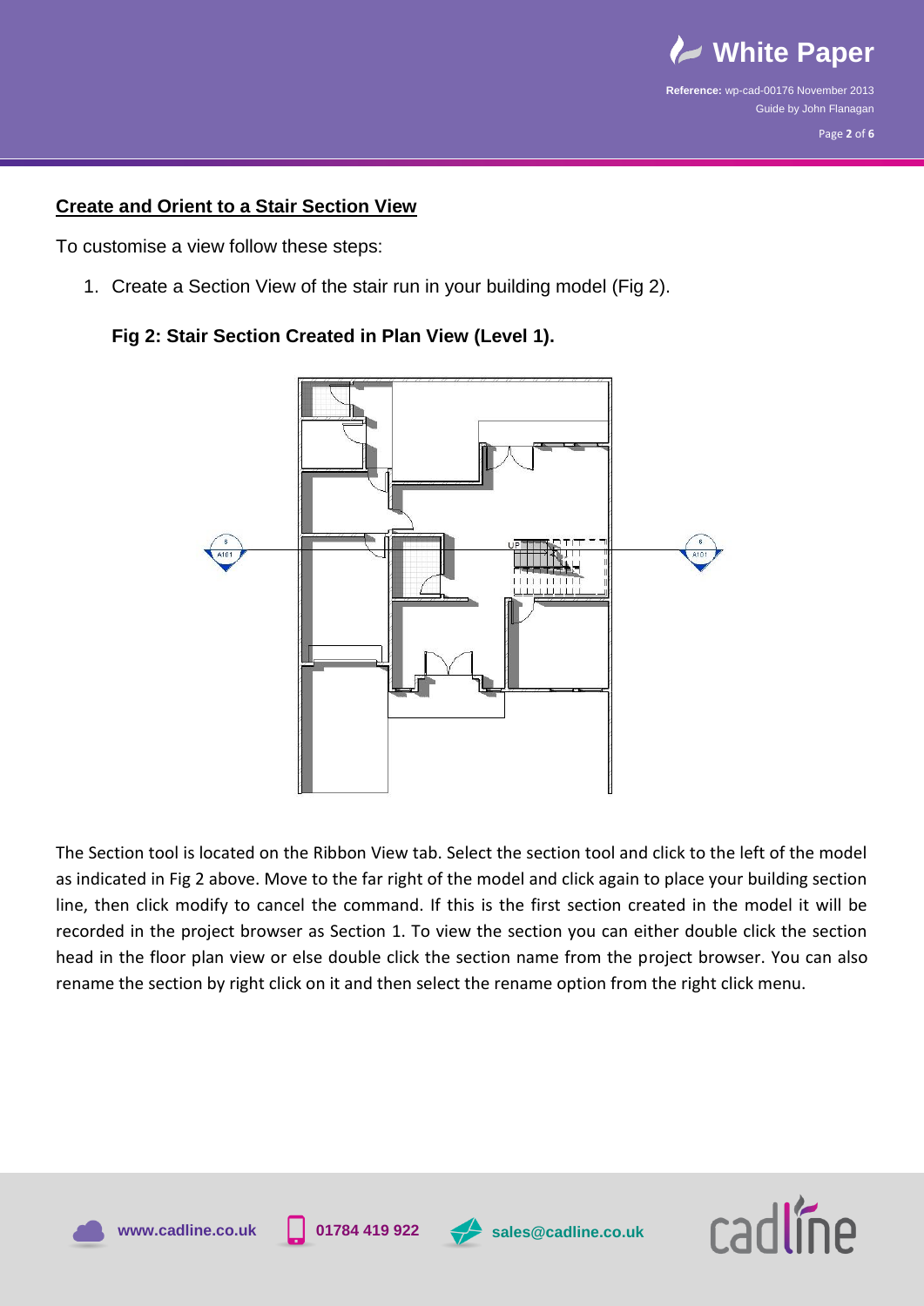## Create and Orient to a Stair Section View

To customise a view follow these steps:

1. Create a Section View of the stair run in your building model (Fig 2).

**Fig 2: Stair Section Created in Plan View (Level 1).**

The Section tool is located on the Ribbon View tab. Select the section tool and click to the left of the model as indicated in Fig 2 above. Move to the far right of the model and click again to place your building section line, then click modify to cancel the command. If this is the first section created in the model it will be recorded in the project browser as Section 1. To view the section you can either double click the section head in the floor plan view or else double click the section name from the project browser. You can also rename the section by right click on it and then select the rename option from the right click menu.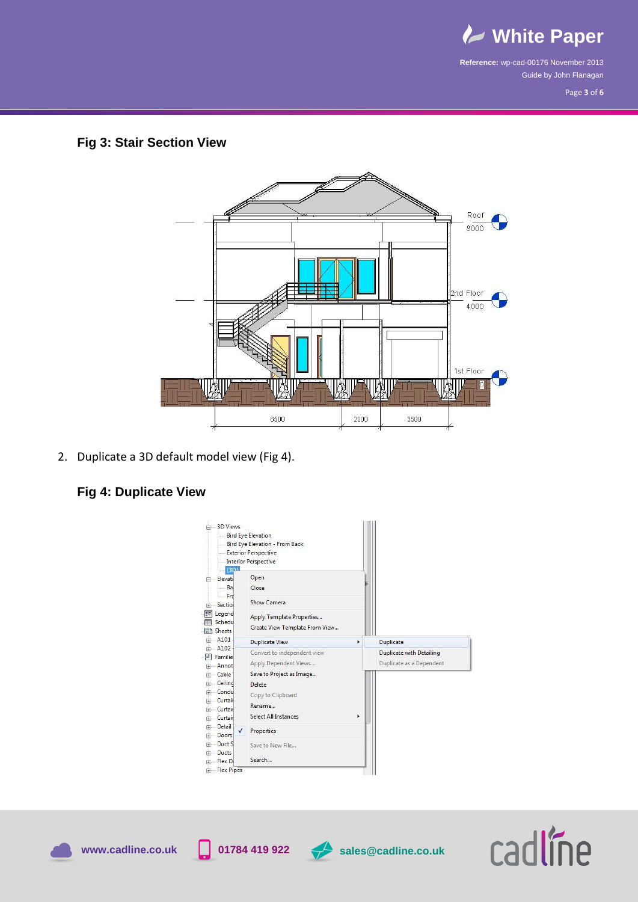### Fig 3: Stair Section View

2. Duplicate a 3D default model view (Fig 4).

### Fig 4: Duplicate View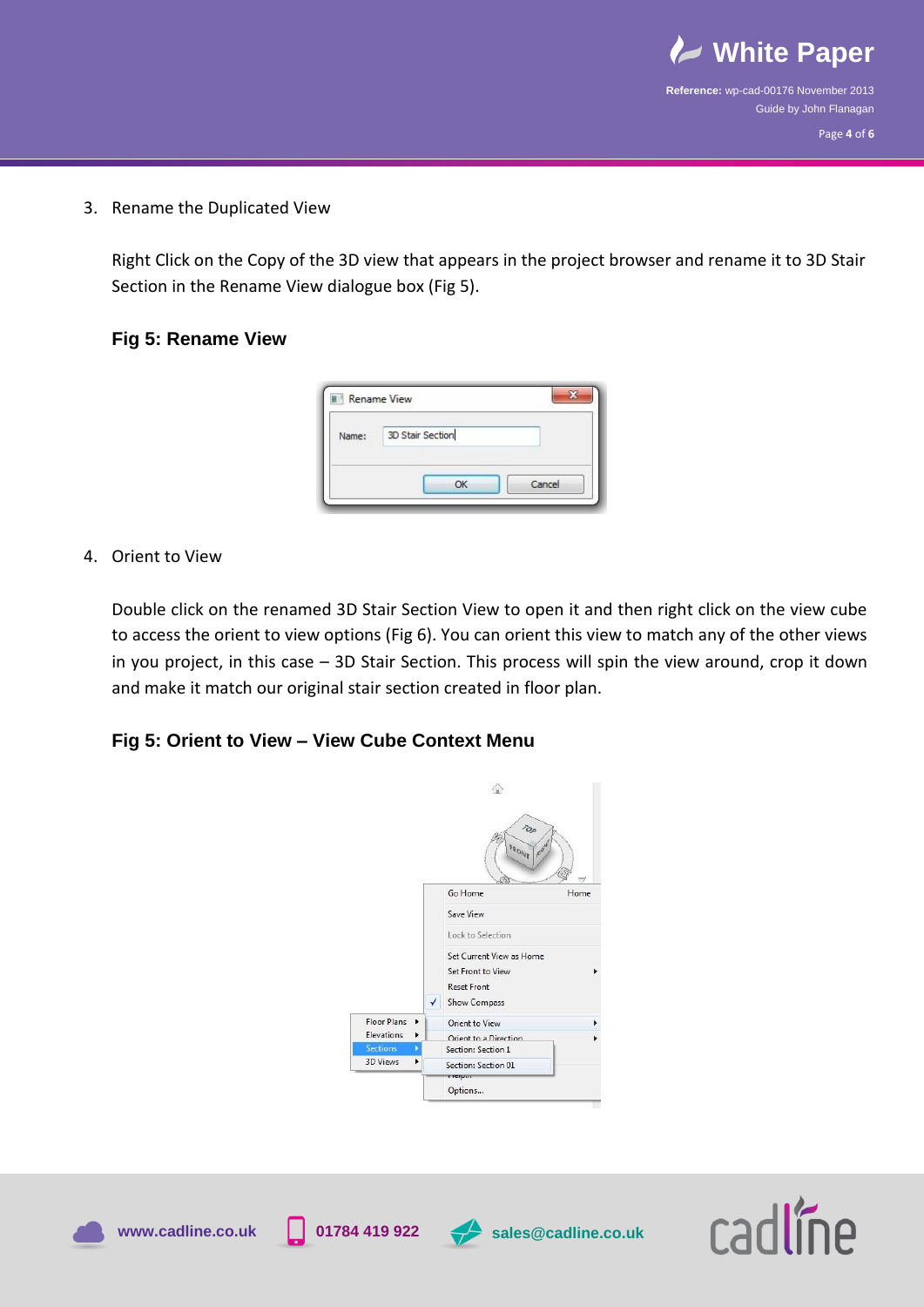3. Rename the Duplicated View

   Right Click on the Copy of the 3D view that appears in the project browser and rename it to 3D Stair Section in the Rename View dialogue box (Fig 5).

### Fig 5: Rename View

4. Orient to View

   Double click on the renamed 3D Stair Section View to open it and then right click on the view cube to access the orient to view options (Fig 6). You can orient this view to match any of the other views in you project, in this case – 3D Stair Section. This process will spin the view around, crop it down and make it match our original stair section created in floor plan.

### Fig 5: Orient to View – View Cube Context Menu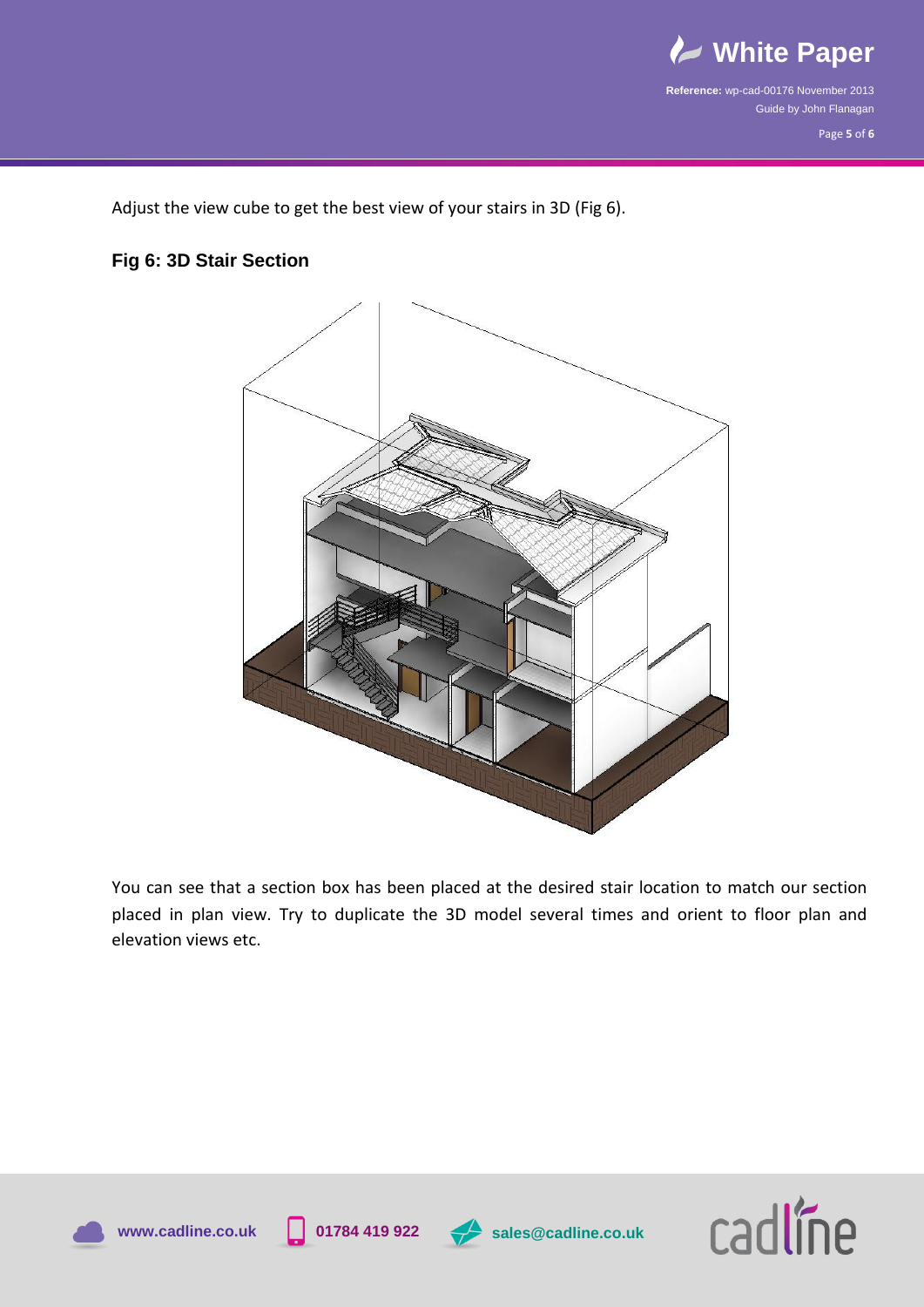Adjust the view cube to get the best view of your stairs in 3D (Fig 6).

### Fig 6: 3D Stair Section

You can see that a section box has been placed at the desired stair location to match our section placed in plan view. Try to duplicate the 3D model several times and orient to floor plan and elevation views etc.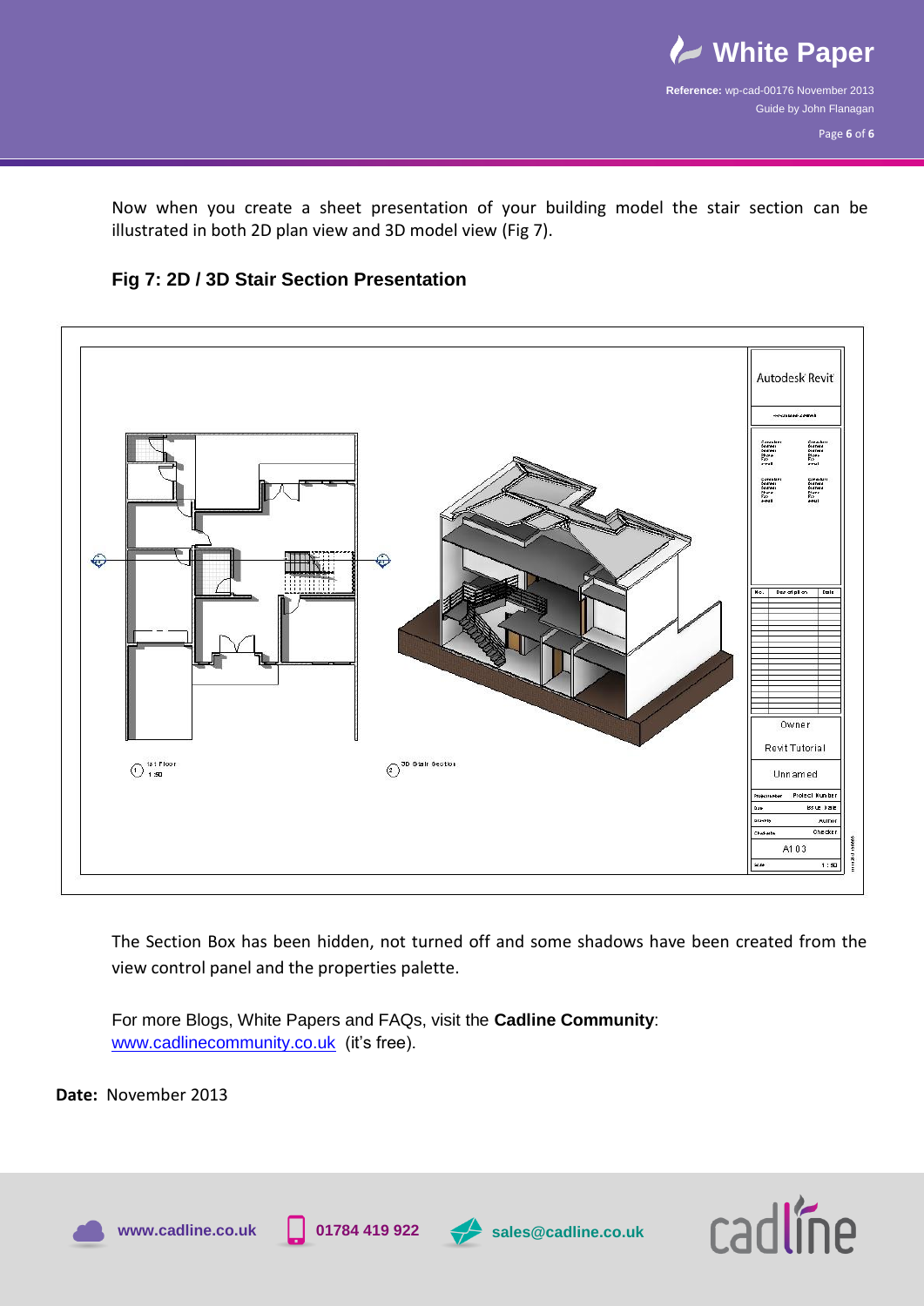Now when you create a sheet presentation of your building model the stair section can be illustrated in both 2D plan view and 3D model view (Fig 7).

**Fig 7: 2D / 3D Stair Section Presentation**

The Section Box has been hidden, not turned off and some shadows have been created from the view control panel and the properties palette.

For more Blogs, White Papers and FAQs, visit the **Cadline Community**: [www.cadlinecommunity.co.uk](http://www.cadlinecommunity.co.uk) (it's free).

**Date:** November 2013